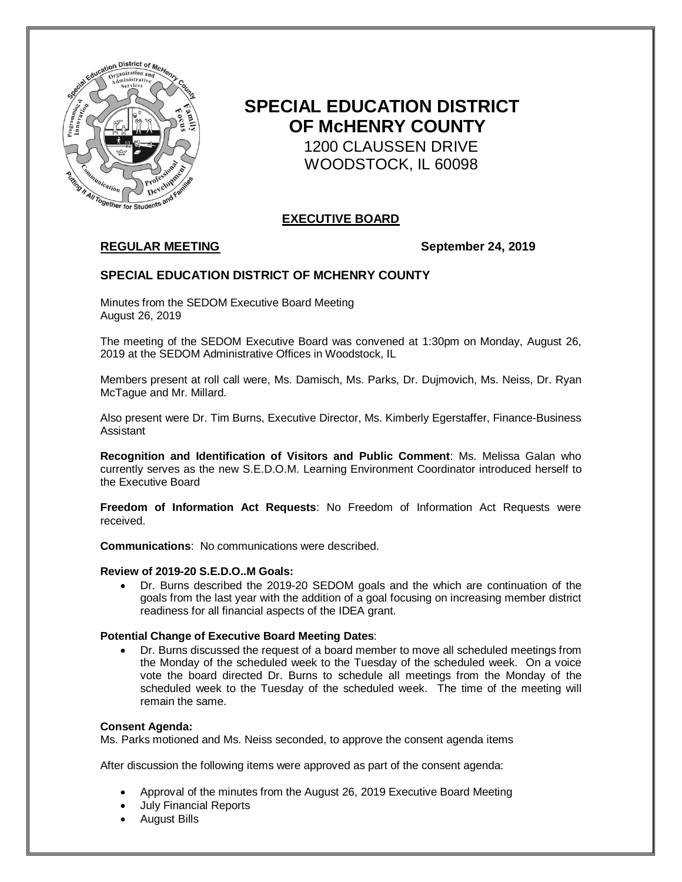# SPECIAL EDUCATION DISTRICT OF McHENRY COUNTY

1200 CLAUSSEN DRIVE
WOODSTOCK, IL 60098

## EXECUTIVE BOARD

**REGULAR MEETING** **September 24, 2019**

### SPECIAL EDUCATION DISTRICT OF MCHENRY COUNTY

Minutes from the SEDOM Executive Board Meeting
August 26, 2019

The meeting of the SEDOM Executive Board was convened at 1:30pm on Monday, August 26, 2019 at the SEDOM Administrative Offices in Woodstock, IL

Members present at roll call were, Ms. Damisch, Ms. Parks, Dr. Dujmovich, Ms. Neiss, Dr. Ryan McTague and Mr. Millard.

Also present were Dr. Tim Burns, Executive Director, Ms. Kimberly Egerstaffer, Finance-Business Assistant

**Recognition and Identification of Visitors and Public Comment**: Ms. Melissa Galan who currently serves as the new S.E.D.O.M. Learning Environment Coordinator introduced herself to the Executive Board

**Freedom of Information Act Requests**: No Freedom of Information Act Requests were received.

**Communications**: No communications were described.

**Review of 2019-20 S.E.D.O..M Goals:**

- Dr. Burns described the 2019-20 SEDOM goals and the which are continuation of the goals from the last year with the addition of a goal focusing on increasing member district readiness for all financial aspects of the IDEA grant.

**Potential Change of Executive Board Meeting Dates**:

- Dr. Burns discussed the request of a board member to move all scheduled meetings from the Monday of the scheduled week to the Tuesday of the scheduled week. On a voice vote the board directed Dr. Burns to schedule all meetings from the Monday of the scheduled week to the Tuesday of the scheduled week. The time of the meeting will remain the same.

**Consent Agenda:**

Ms. Parks motioned and Ms. Neiss seconded, to approve the consent agenda items

After discussion the following items were approved as part of the consent agenda:

- Approval of the minutes from the August 26, 2019 Executive Board Meeting
- July Financial Reports
- August Bills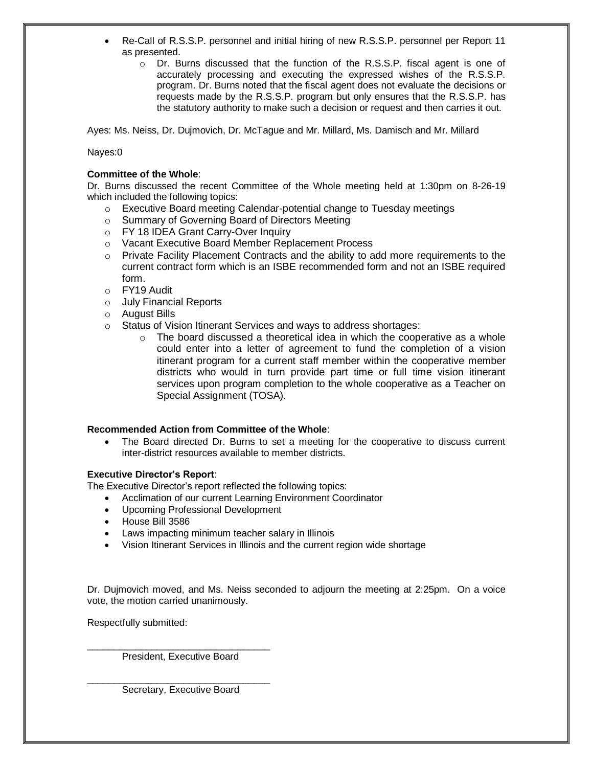- Re-Call of R.S.S.P. personnel and initial hiring of new R.S.S.P. personnel per Report 11 as presented.
  - Dr. Burns discussed that the function of the R.S.S.P. fiscal agent is one of accurately processing and executing the expressed wishes of the R.S.S.P. program. Dr. Burns noted that the fiscal agent does not evaluate the decisions or requests made by the R.S.S.P. program but only ensures that the R.S.S.P. has the statutory authority to make such a decision or request and then carries it out.

Ayes: Ms. Neiss, Dr. Dujmovich, Dr. McTague and Mr. Millard, Ms. Damisch and Mr. Millard

Nayes:0

**Committee of the Whole**:

Dr. Burns discussed the recent Committee of the Whole meeting held at 1:30pm on 8-26-19 which included the following topics:

- Executive Board meeting Calendar-potential change to Tuesday meetings
- Summary of Governing Board of Directors Meeting
- FY 18 IDEA Grant Carry-Over Inquiry
- Vacant Executive Board Member Replacement Process
- Private Facility Placement Contracts and the ability to add more requirements to the current contract form which is an ISBE recommended form and not an ISBE required form.
- FY19 Audit
- July Financial Reports
- August Bills
- Status of Vision Itinerant Services and ways to address shortages:
  - The board discussed a theoretical idea in which the cooperative as a whole could enter into a letter of agreement to fund the completion of a vision itinerant program for a current staff member within the cooperative member districts who would in turn provide part time or full time vision itinerant services upon program completion to the whole cooperative as a Teacher on Special Assignment (TOSA).

**Recommended Action from Committee of the Whole**:

- The Board directed Dr. Burns to set a meeting for the cooperative to discuss current inter-district resources available to member districts.

**Executive Director's Report**:

The Executive Director's report reflected the following topics:

- Acclimation of our current Learning Environment Coordinator
- Upcoming Professional Development
- House Bill 3586
- Laws impacting minimum teacher salary in Illinois
- Vision Itinerant Services in Illinois and the current region wide shortage

Dr. Dujmovich moved, and Ms. Neiss seconded to adjourn the meeting at 2:25pm. On a voice vote, the motion carried unanimously.

Respectfully submitted:

\_\_\_\_\_\_\_\_\_\_\_\_\_\_\_\_\_\_\_\_\_\_\_\_\_\_\_\_\_\_\_\_\_\_
President, Executive Board

\_\_\_\_\_\_\_\_\_\_\_\_\_\_\_\_\_\_\_\_\_\_\_\_\_\_\_\_\_\_\_\_\_\_
Secretary, Executive Board